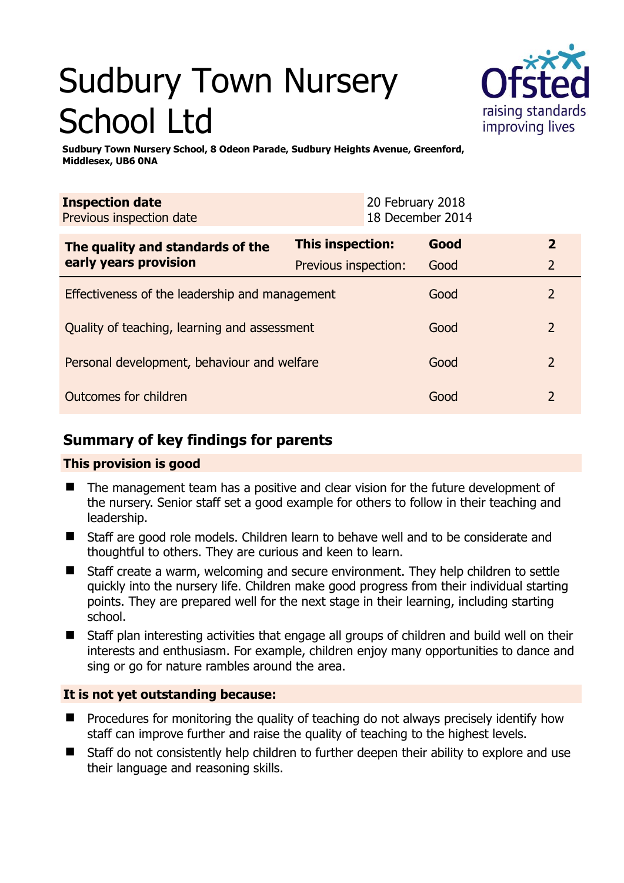# Sudbury Town Nursery School Ltd

**Sudbury Town Nursery School, 8 Odeon Parade, Sudbury Heights Avenue, Greenford, Middlesex, UB6 0NA**

| **Inspection date** | 20 February 2018 |
|---|---|
| Previous inspection date | 18 December 2014 |

| **The quality and standards of the early years provision** | **This inspection:** | **Good** | **2** |
|---|---|---|---|
| | Previous inspection: | Good | 2 |
| Effectiveness of the leadership and management | | Good | 2 |
| Quality of teaching, learning and assessment | | Good | 2 |
| Personal development, behaviour and welfare | | Good | 2 |
| Outcomes for children | | Good | 2 |

## Summary of key findings for parents

### This provision is good

- The management team has a positive and clear vision for the future development of the nursery. Senior staff set a good example for others to follow in their teaching and leadership.
- Staff are good role models. Children learn to behave well and to be considerate and thoughtful to others. They are curious and keen to learn.
- Staff create a warm, welcoming and secure environment. They help children to settle quickly into the nursery life. Children make good progress from their individual starting points. They are prepared well for the next stage in their learning, including starting school.
- Staff plan interesting activities that engage all groups of children and build well on their interests and enthusiasm. For example, children enjoy many opportunities to dance and sing or go for nature rambles around the area.

### It is not yet outstanding because:

- Procedures for monitoring the quality of teaching do not always precisely identify how staff can improve further and raise the quality of teaching to the highest levels.
- Staff do not consistently help children to further deepen their ability to explore and use their language and reasoning skills.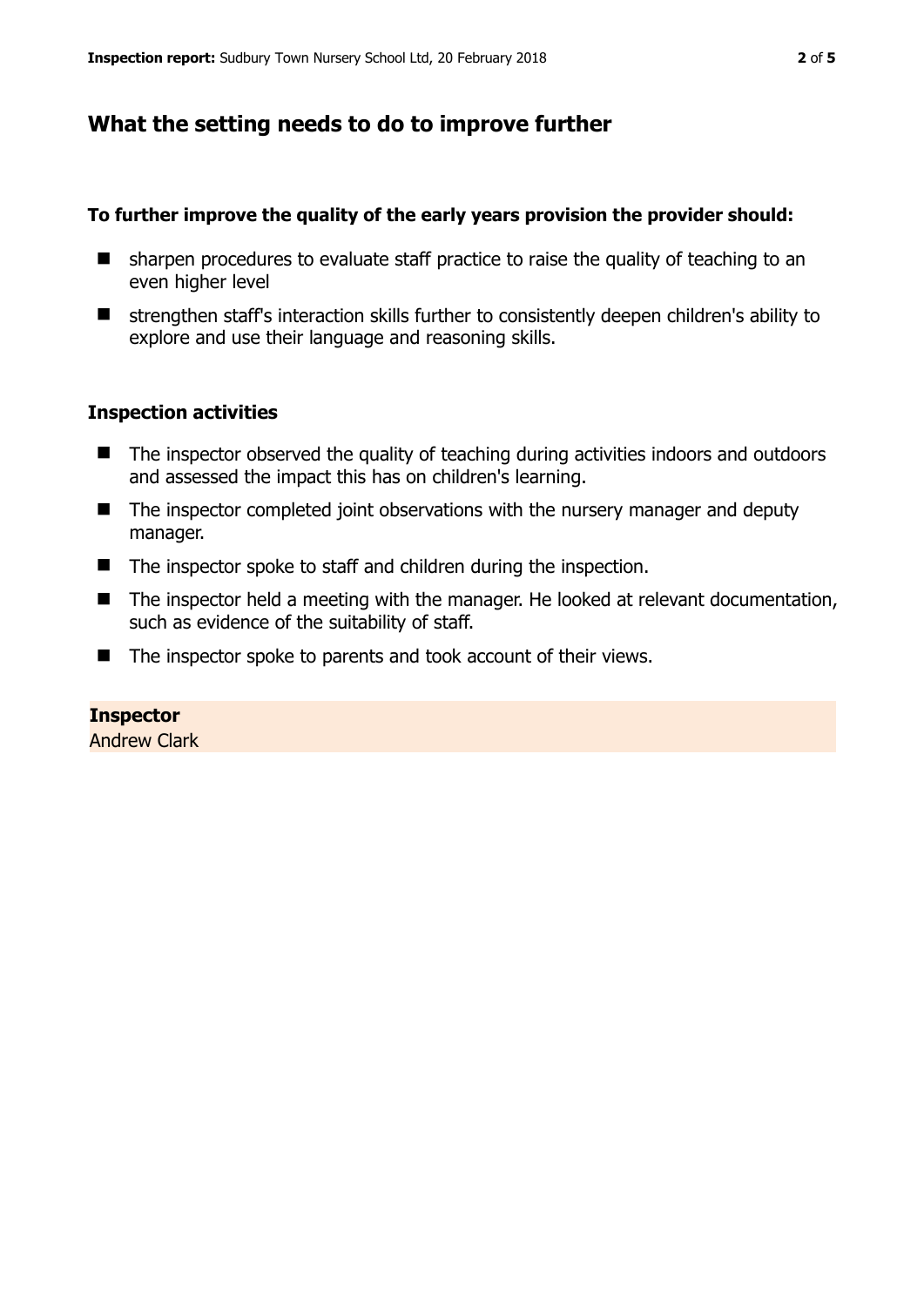## What the setting needs to do to improve further

**To further improve the quality of the early years provision the provider should:**

- sharpen procedures to evaluate staff practice to raise the quality of teaching to an even higher level
- strengthen staff's interaction skills further to consistently deepen children's ability to explore and use their language and reasoning skills.

### Inspection activities

- The inspector observed the quality of teaching during activities indoors and outdoors and assessed the impact this has on children's learning.
- The inspector completed joint observations with the nursery manager and deputy manager.
- The inspector spoke to staff and children during the inspection.
- The inspector held a meeting with the manager. He looked at relevant documentation, such as evidence of the suitability of staff.
- The inspector spoke to parents and took account of their views.

**Inspector**
Andrew Clark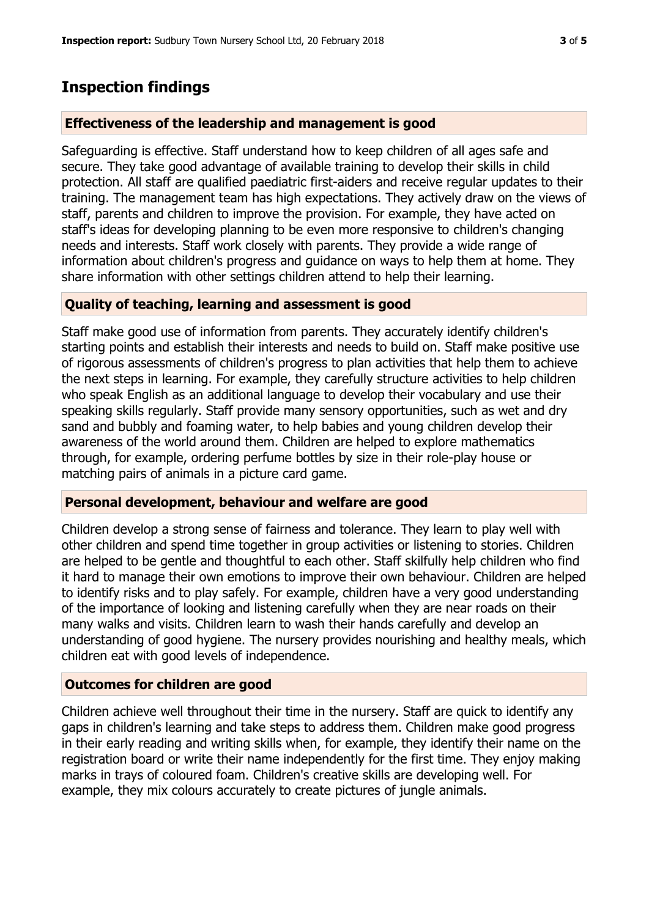## Inspection findings

### Effectiveness of the leadership and management is good

Safeguarding is effective. Staff understand how to keep children of all ages safe and secure. They take good advantage of available training to develop their skills in child protection. All staff are qualified paediatric first-aiders and receive regular updates to their training. The management team has high expectations. They actively draw on the views of staff, parents and children to improve the provision. For example, they have acted on staff's ideas for developing planning to be even more responsive to children's changing needs and interests. Staff work closely with parents. They provide a wide range of information about children's progress and guidance on ways to help them at home. They share information with other settings children attend to help their learning.

### Quality of teaching, learning and assessment is good

Staff make good use of information from parents. They accurately identify children's starting points and establish their interests and needs to build on. Staff make positive use of rigorous assessments of children's progress to plan activities that help them to achieve the next steps in learning. For example, they carefully structure activities to help children who speak English as an additional language to develop their vocabulary and use their speaking skills regularly. Staff provide many sensory opportunities, such as wet and dry sand and bubbly and foaming water, to help babies and young children develop their awareness of the world around them. Children are helped to explore mathematics through, for example, ordering perfume bottles by size in their role-play house or matching pairs of animals in a picture card game.

### Personal development, behaviour and welfare are good

Children develop a strong sense of fairness and tolerance. They learn to play well with other children and spend time together in group activities or listening to stories. Children are helped to be gentle and thoughtful to each other. Staff skilfully help children who find it hard to manage their own emotions to improve their own behaviour. Children are helped to identify risks and to play safely. For example, children have a very good understanding of the importance of looking and listening carefully when they are near roads on their many walks and visits. Children learn to wash their hands carefully and develop an understanding of good hygiene. The nursery provides nourishing and healthy meals, which children eat with good levels of independence.

### Outcomes for children are good

Children achieve well throughout their time in the nursery. Staff are quick to identify any gaps in children's learning and take steps to address them. Children make good progress in their early reading and writing skills when, for example, they identify their name on the registration board or write their name independently for the first time. They enjoy making marks in trays of coloured foam. Children's creative skills are developing well. For example, they mix colours accurately to create pictures of jungle animals.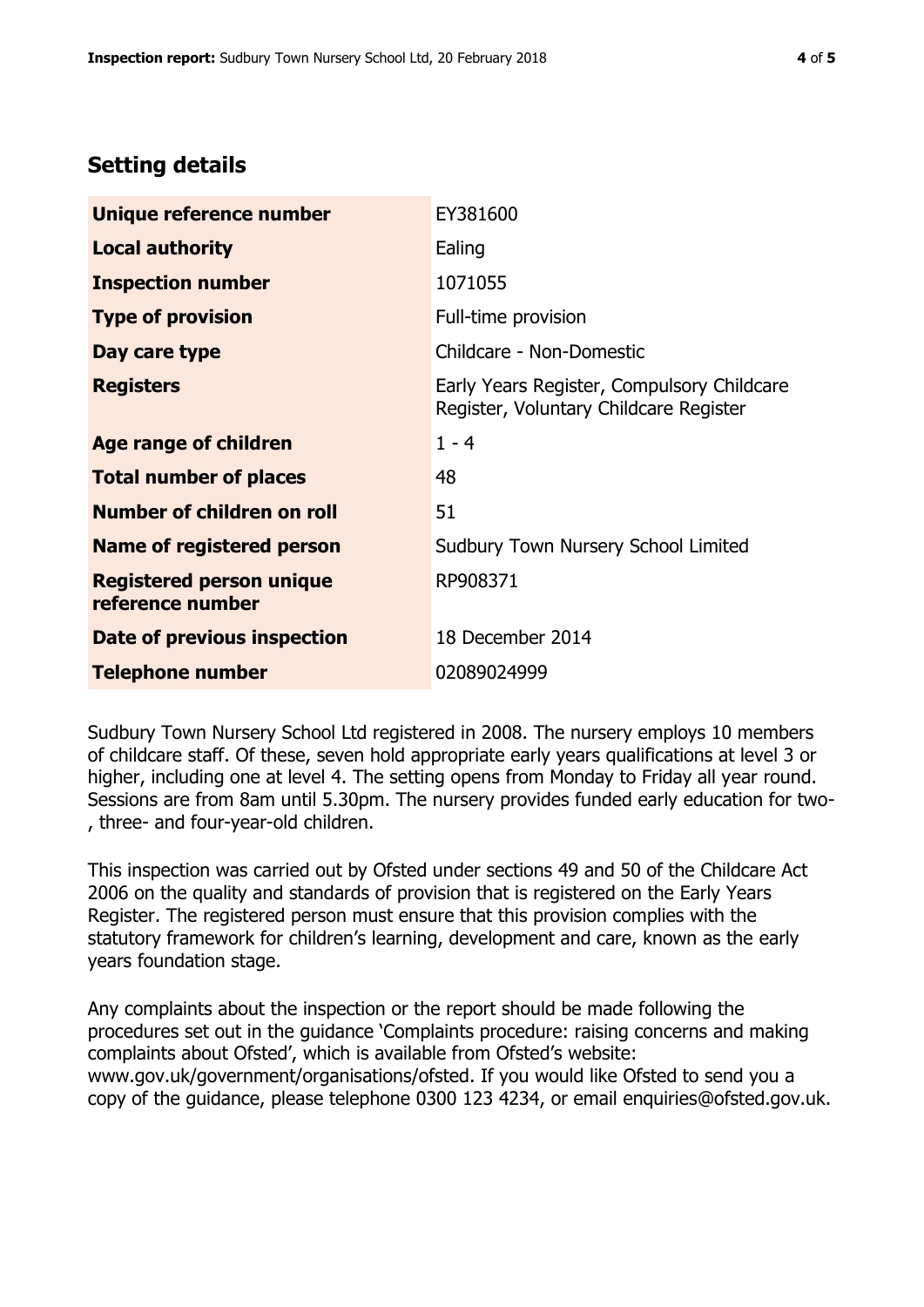## Setting details

| | |
|---|---|
| **Unique reference number** | EY381600 |
| **Local authority** | Ealing |
| **Inspection number** | 1071055 |
| **Type of provision** | Full-time provision |
| **Day care type** | Childcare - Non-Domestic |
| **Registers** | Early Years Register, Compulsory Childcare Register, Voluntary Childcare Register |
| **Age range of children** | 1 - 4 |
| **Total number of places** | 48 |
| **Number of children on roll** | 51 |
| **Name of registered person** | Sudbury Town Nursery School Limited |
| **Registered person unique reference number** | RP908371 |
| **Date of previous inspection** | 18 December 2014 |
| **Telephone number** | 02089024999 |

Sudbury Town Nursery School Ltd registered in 2008. The nursery employs 10 members of childcare staff. Of these, seven hold appropriate early years qualifications at level 3 or higher, including one at level 4. The setting opens from Monday to Friday all year round. Sessions are from 8am until 5.30pm. The nursery provides funded early education for two-, three- and four-year-old children.

This inspection was carried out by Ofsted under sections 49 and 50 of the Childcare Act 2006 on the quality and standards of provision that is registered on the Early Years Register. The registered person must ensure that this provision complies with the statutory framework for children's learning, development and care, known as the early years foundation stage.

Any complaints about the inspection or the report should be made following the procedures set out in the guidance 'Complaints procedure: raising concerns and making complaints about Ofsted', which is available from Ofsted's website: www.gov.uk/government/organisations/ofsted. If you would like Ofsted to send you a copy of the guidance, please telephone 0300 123 4234, or email enquiries@ofsted.gov.uk.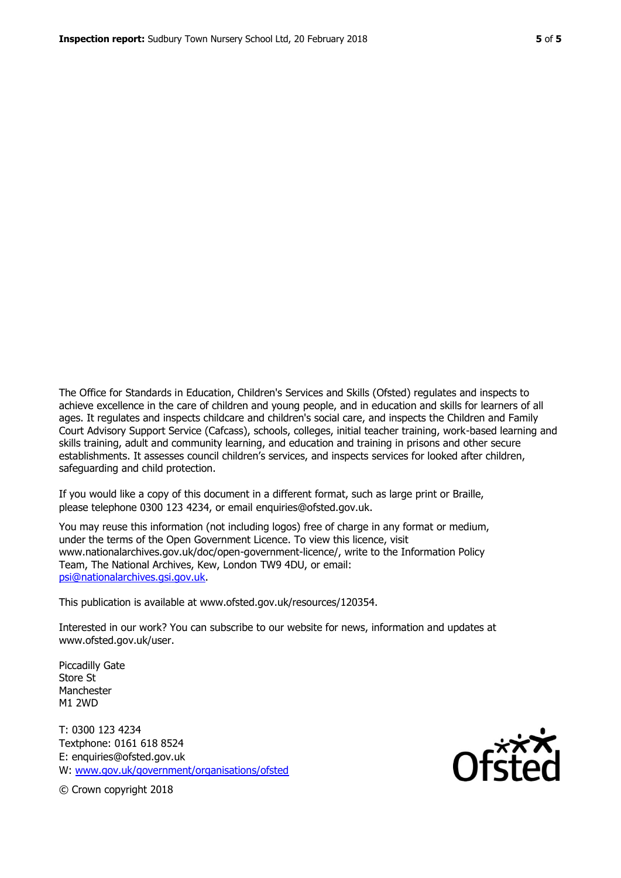The Office for Standards in Education, Children's Services and Skills (Ofsted) regulates and inspects to achieve excellence in the care of children and young people, and in education and skills for learners of all ages. It regulates and inspects childcare and children's social care, and inspects the Children and Family Court Advisory Support Service (Cafcass), schools, colleges, initial teacher training, work-based learning and skills training, adult and community learning, and education and training in prisons and other secure establishments. It assesses council children's services, and inspects services for looked after children, safeguarding and child protection.

If you would like a copy of this document in a different format, such as large print or Braille, please telephone 0300 123 4234, or email enquiries@ofsted.gov.uk.

You may reuse this information (not including logos) free of charge in any format or medium, under the terms of the Open Government Licence. To view this licence, visit www.nationalarchives.gov.uk/doc/open-government-licence/, write to the Information Policy Team, The National Archives, Kew, London TW9 4DU, or email: psi@nationalarchives.gsi.gov.uk.

This publication is available at www.ofsted.gov.uk/resources/120354.

Interested in our work? You can subscribe to our website for news, information and updates at www.ofsted.gov.uk/user.

Piccadilly Gate
Store St
Manchester
M1 2WD

T: 0300 123 4234
Textphone: 0161 618 8524
E: enquiries@ofsted.gov.uk
W: www.gov.uk/government/organisations/ofsted

© Crown copyright 2018